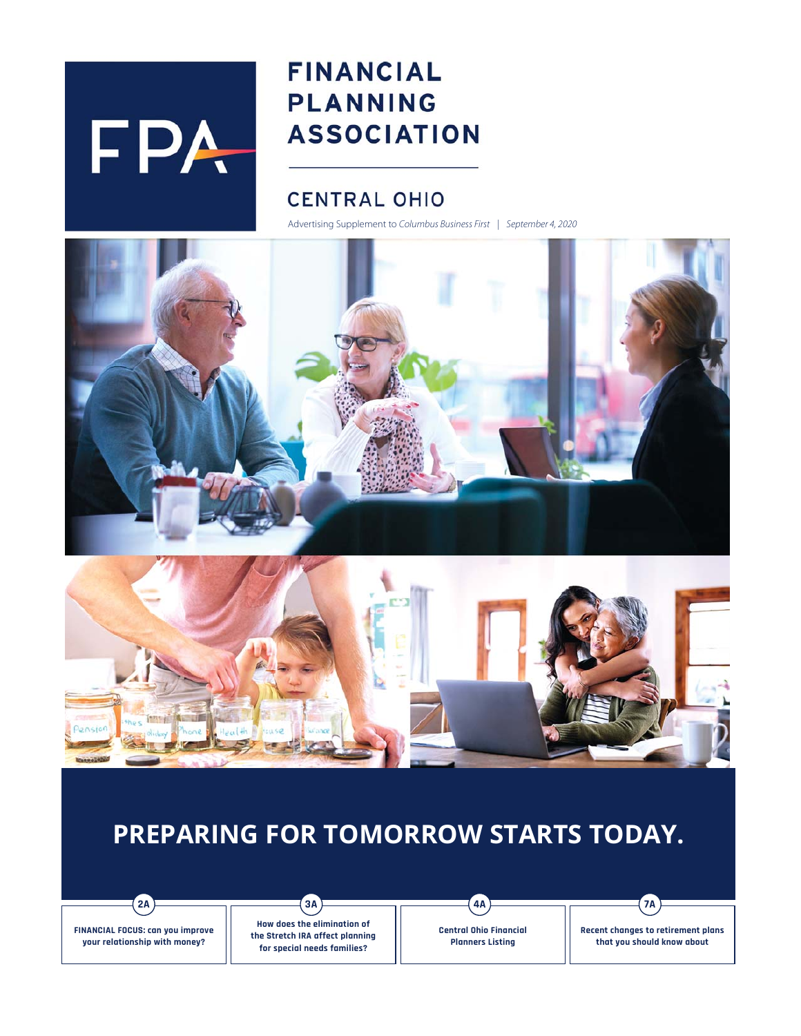FPA

# FINANCIAL PLANNING ASSOCIATION

## CENTRAL OHIO

Advertising Supplement to *Columbus Business First* | *September 4, 2020*

# PREPARING FOR TOMORROW STARTS TODAY.

**2A** — **FINANCIAL FOCUS: can you improve your relationship with money?**

**3A** — **How does the elimination of the Stretch IRA affect planning for special needs families?**

**4A** — **Central Ohio Financial Planners Listing**

**7A** — **Recent changes to retirement plans that you should know about**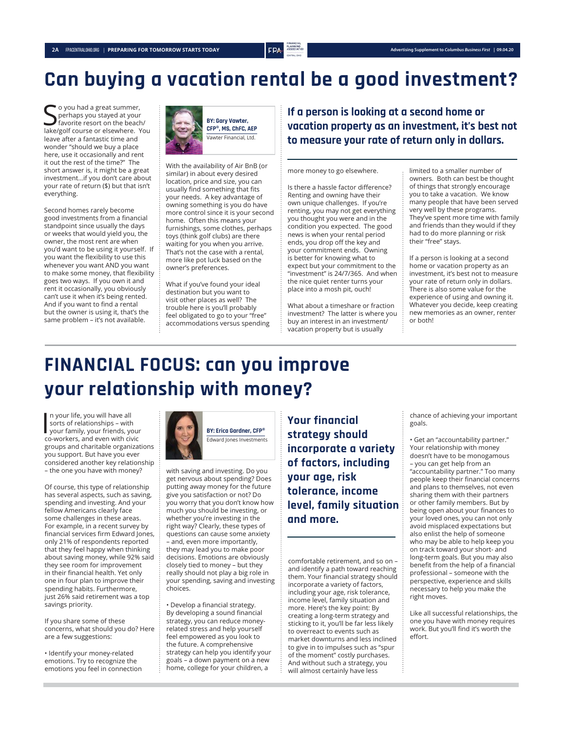# Can buying a vacation rental be a good investment?

**BY: Gary Vawter, CFP®, MS, ChFC, AEP**
Vawter Financial, Ltd.

So you had a great summer, perhaps you stayed at your favorite resort on the beach/lake/golf course or elsewhere. You leave after a fantastic time and wonder "should we buy a place here, use it occasionally and rent it out the rest of the time?" The short answer is, it might be a great investment…if you don't care about your rate of return ($) but that isn't everything.

Second homes rarely become good investments from a financial standpoint since usually the days or weeks that would yield you, the owner, the most rent are when you'd want to be using it yourself. If you want the flexibility to use this whenever you want AND you want to make some money, that flexibility goes two ways. If you own it and rent it occasionally, you obviously can't use it when it's being rented. And if you want to find a rental but the owner is using it, that's the same problem – it's not available.

With the availability of Air BnB (or similar) in about every desired location, price and size, you can usually find something that fits your needs. A key advantage of owning something is you do have more control since it is your second home. Often this means your furnishings, some clothes, perhaps toys (think golf clubs) are there waiting for you when you arrive. That's not the case with a rental, more like pot luck based on the owner's preferences.

What if you've found your ideal destination but you want to visit other places as well? The trouble here is you'll probably feel obligated to go to your "free" accommodations versus spending more money to go elsewhere.

> **If a person is looking at a second home or vacation property as an investment, it's best not to measure your rate of return only in dollars.**

Is there a hassle factor difference? Renting and owning have their own unique challenges. If you're renting, you may not get everything you thought you were and in the condition you expected. The good news is when your rental period ends, you drop off the key and your commitment ends. Owning is better for knowing what to expect but your commitment to the "investment" is 24/7/365. And when the nice quiet renter turns your place into a mosh pit, ouch!

What about a timeshare or fraction investment? The latter is where you buy an interest in an investment/vacation property but is usually limited to a smaller number of owners. Both can best be thought of things that strongly encourage you to take a vacation. We know many people that have been served very well by these programs. They've spent more time with family and friends than they would if they had to do more planning or risk their "free" stays.

If a person is looking at a second home or vacation property as an investment, it's best not to measure your rate of return only in dollars. There is also some value for the experience of using and owning it. Whatever you decide, keep creating new memories as an owner, renter or both!

# FINANCIAL FOCUS: can you improve your relationship with money?

**BY: Erica Gardner, CFP®**
Edward Jones Investments

In your life, you will have all sorts of relationships – with your family, your friends, your co-workers, and even with civic groups and charitable organizations you support. But have you ever considered another key relationship – the one you have with money?

Of course, this type of relationship has several aspects, such as saving, spending and investing. And your fellow Americans clearly face some challenges in these areas. For example, in a recent survey by financial services firm Edward Jones, only 21% of respondents reported that they feel happy when thinking about saving money, while 92% said they see room for improvement in their financial health. Yet only one in four plan to improve their spending habits. Furthermore, just 26% said retirement was a top savings priority.

If you share some of these concerns, what should you do? Here are a few suggestions:

• Identify your money-related emotions. Try to recognize the emotions you feel in connection with saving and investing. Do you get nervous about spending? Does putting away money for the future give you satisfaction or not? Do you worry that you don't know how much you should be investing, or whether you're investing in the right way? Clearly, these types of questions can cause some anxiety – and, even more importantly, they may lead you to make poor decisions. Emotions are obviously closely tied to money – but they really should not play a big role in your spending, saving and investing choices.

• Develop a financial strategy. By developing a sound financial strategy, you can reduce money-related stress and help yourself feel empowered as you look to the future. A comprehensive strategy can help you identify your goals – a down payment on a new home, college for your children, a comfortable retirement, and so on – and identify a path toward reaching them. Your financial strategy should incorporate a variety of factors, including your age, risk tolerance, income level, family situation and more. Here's the key point: By creating a long-term strategy and sticking to it, you'll be far less likely to overreact to events such as market downturns and less inclined to give in to impulses such as "spur of the moment" costly purchases. And without such a strategy, you will almost certainly have less chance of achieving your important goals.

> **Your financial strategy should incorporate a variety of factors, including your age, risk tolerance, income level, family situation and more.**

• Get an "accountability partner." Your relationship with money doesn't have to be monogamous – you can get help from an "accountability partner." Too many people keep their financial concerns and plans to themselves, not even sharing them with their partners or other family members. But by being open about your finances to your loved ones, you can not only avoid misplaced expectations but also enlist the help of someone who may be able to help keep you on track toward your short- and long-term goals. But you may also benefit from the help of a financial professional – someone with the perspective, experience and skills necessary to help you make the right moves.

Like all successful relationships, the one you have with money requires work. But you'll find it's worth the effort.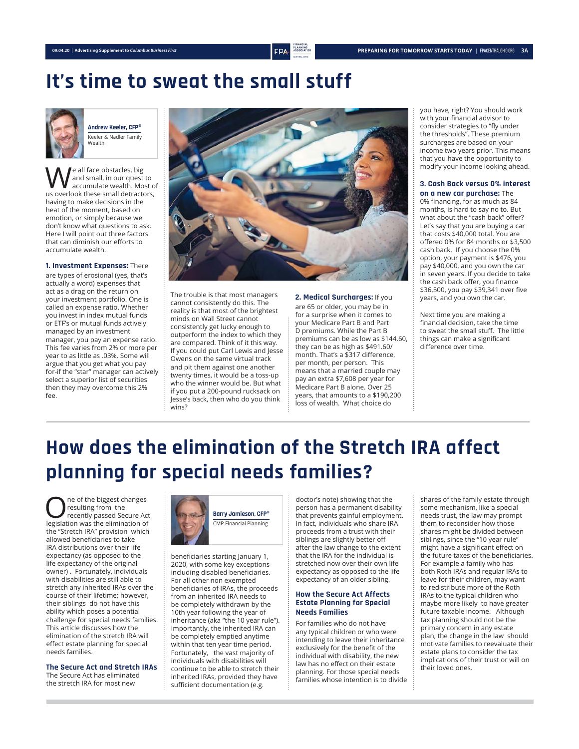# It's time to sweat the small stuff

**Andrew Keeler, CFP®**
Keeler & Nadler Family Wealth

We all face obstacles, big and small, in our quest to accumulate wealth. Most of us overlook these small detractors, having to make decisions in the heat of the moment, based on emotion, or simply because we don't know what questions to ask. Here I will point out three factors that can diminish our efforts to accumulate wealth.

**1. Investment Expenses:** There are types of erosional (yes, that's actually a word) expenses that act as a drag on the return on your investment portfolio. One is called an expense ratio. Whether you invest in index mutual funds or ETF's or mutual funds actively managed by an investment manager, you pay an expense ratio. This fee varies from 2% or more per year to as little as .03%. Some will argue that you get what you pay for-if the "star" manager can actively select a superior list of securities then they may overcome this 2% fee.

The trouble is that most managers cannot consistently do this. The reality is that most of the brightest minds on Wall Street cannot consistently get lucky enough to outperform the index to which they are compared. Think of it this way. If you could put Carl Lewis and Jesse Owens on the same virtual track and pit them against one another twenty times, it would be a toss-up who the winner would be. But what if you put a 200-pound rucksack on Jesse's back, then who do you think wins?

**2. Medical Surcharges:** If you are 65 or older, you may be in for a surprise when it comes to your Medicare Part B and Part D premiums. While the Part B premiums can be as low as $144.60, they can be as high as $491.60/ month. That's a $317 difference, per month, per person. This means that a married couple may pay an extra $7,608 per year for Medicare Part B alone. Over 25 years, that amounts to a $190,200 loss of wealth. What choice do you have, right? You should work with your financial advisor to consider strategies to "fly under the thresholds". These premium surcharges are based on your income two years prior. This means that you have the opportunity to modify your income looking ahead.

**3. Cash Back versus 0% interest on a new car purchase:** The 0% financing, for as much as 84 months, is hard to say no to. But what about the "cash back" offer? Let's say that you are buying a car that costs $40,000 total. You are offered 0% for 84 months or $3,500 cash back. If you choose the 0% option, your payment is $476, you pay $40,000, and you own the car in seven years. If you decide to take the cash back offer, you finance $36,500, you pay $39,341 over five years, and you own the car.

Next time you are making a financial decision, take the time to sweat the small stuff. The little things can make a significant difference over time.

# How does the elimination of the Stretch IRA affect planning for special needs families?

**Barry Jamieson, CFP®**
CMP Financial Planning

One of the biggest changes resulting from the recently passed Secure Act legislation was the elimination of the "Stretch IRA" provision which allowed beneficiaries to take IRA distributions over their life expectancy (as opposed to the life expectancy of the original owner) . Fortunately, individuals with disabilities are still able to stretch any inherited IRAs over the course of their lifetime; however, their siblings do not have this ability which poses a potential challenge for special needs families. This article discusses how the elimination of the stretch IRA will effect estate planning for special needs families.

### The Secure Act and Stretch IRAs

The Secure Act has eliminated the stretch IRA for most new beneficiaries starting January 1, 2020, with some key exceptions including disabled beneficiaries. For all other non exempted beneficiaries of IRAs, the proceeds from an inherited IRA needs to be completely withdrawn by the 10th year following the year of inheritance (aka "the 10 year rule"). Importantly, the inherited IRA can be completely emptied anytime within that ten year time period. Fortunately, the vast majority of individuals with disabilities will continue to be able to stretch their inherited IRAs, provided they have sufficient documentation (e.g. doctor's note) showing that the person has a permanent disability that prevents gainful employment. In fact, individuals who share IRA proceeds from a trust with their siblings are slightly better off after the law change to the extent that the IRA for the individual is stretched now over their own life expectancy as opposed to the life expectancy of an older sibling.

### How the Secure Act Affects Estate Planning for Special Needs Families

For families who do not have any typical children or who were intending to leave their inheritance exclusively for the benefit of the individual with disability, the new law has no effect on their estate planning. For those special needs families whose intention is to divide shares of the family estate through some mechanism, like a special needs trust, the law may prompt them to reconsider how those shares might be divided between siblings, since the "10 year rule" might have a significant effect on the future taxes of the beneficiaries. For example a family who has both Roth IRAs and regular IRAs to leave for their children, may want to redistribute more of the Roth IRAs to the typical children who maybe more likely to have greater future taxable income. Although tax planning should not be the primary concern in any estate plan, the change in the law should motivate families to reevaluate their estate plans to consider the tax implications of their trust or will on their loved ones.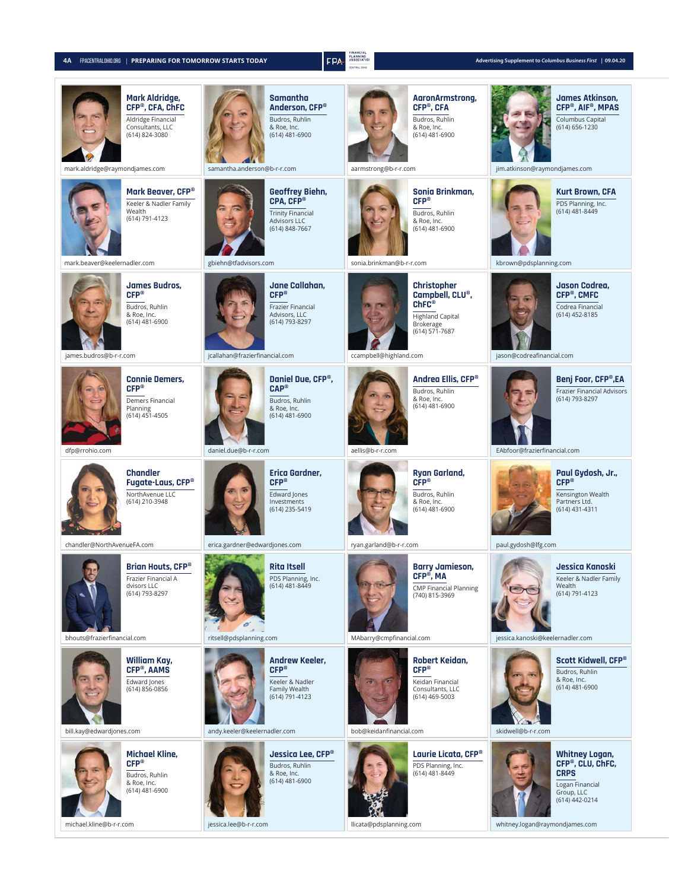**Mark Aldridge, CFP®, CFA, ChFC**
Aldridge Financial Consultants, LLC
(614) 824-3080
mark.aldridge@raymondjames.com

**Samantha Anderson, CFP®**
Budros, Ruhlin & Roe, Inc.
(614) 481-6900
samantha.anderson@b-r-r.com

**AaronArmstrong, CFP®, CFA**
Budros, Ruhlin & Roe, Inc.
(614) 481-6900
aarmstrong@b-r-r.com

**James Atkinson, CFP®, AIF®, MPAS**
Columbus Capital
(614) 656-1230
jim.atkinson@raymondjames.com

**Mark Beaver, CFP®**
Keeler & Nadler Family Wealth
(614) 791-4123
mark.beaver@keelernadler.com

**Geoffrey Biehn, CPA, CFP®**
Trinity Financial Advisors LLC
(614) 848-7667
gbiehn@tfadvisors.com

**Sonia Brinkman, CFP®**
Budros, Ruhlin & Roe, Inc.
(614) 481-6900
sonia.brinkman@b-r-r.com

**Kurt Brown, CFA**
PDS Planning, Inc.
(614) 481-8449
kbrown@pdsplanning.com

**James Budros, CFP®**
Budros, Ruhlin & Roe, Inc.
(614) 481-6900
james.budros@b-r-r.com

**Jane Callahan, CFP®**
Frazier Financial Advisors, LLC
(614) 793-8297
jcallahan@frazierfinancial.com

**Christopher Campbell, CLU®, ChFC®**
Highland Capital Brokerage
(614) 571-7687
ccampbell@highland.com

**Jason Codrea, CFP®, CMFC**
Codrea Financial
(614) 452-8185
jason@codreafinancial.com

**Connie Demers, CFP®**
Demers Financial Planning
(614) 451-4505
dfp@rrohio.com

**Daniel Due, CFP®, CAP®**
Budros, Ruhlin & Roe, Inc.
(614) 481-6900
daniel.due@b-r-r.com

**Andrea Ellis, CFP®**
Budros, Ruhlin & Roe, Inc.
(614) 481-6900
aellis@b-r-r.com

**Benj Foor, CFP®,EA**
Frazier Financial Advisors
(614) 793-8297
EAbfoor@frazierfinancial.com

**Chandler Fugate-Laus, CFP®**
NorthAvenue LLC
(614) 210-3948
chandler@NorthAvenueFA.com

**Erica Gardner, CFP®**
Edward Jones Investments
(614) 235-5419
erica.gardner@edwardjones.com

**Ryan Garland, CFP®**
Budros, Ruhlin & Roe, Inc.
(614) 481-6900
ryan.garland@b-r-r.com

**Paul Gydosh, Jr., CFP®**
Kensington Wealth Partners Ltd.
(614) 431-4311
paul.gydosh@lfg.com

**Brian Houts, CFP®**
Frazier Financial A dvisors LLC
(614) 793-8297
bhouts@frazierfinancial.com

**Rita Itsell**
PDS Planning, Inc.
(614) 481-8449
ritsell@pdsplanning.com

**Barry Jamieson, CFP®, MA**
CMP Financial Planning
(740) 815-3969
MAbarry@cmpfinancial.com

**Jessica Kanoski**
Keeler & Nadler Family Wealth
(614) 791-4123
jessica.kanoski@keelernadler.com

**William Kay, CFP®, AAMS**
Edward Jones
(614) 856-0856
bill.kay@edwardjones.com

**Andrew Keeler, CFP®**
Keeler & Nadler Family Wealth
(614) 791-4123
andy.keeler@keelernadler.com

**Robert Keidan, CFP®**
Keidan Financial Consultants, LLC
(614) 469-5003
bob@keidanfinancial.com

**Scott Kidwell, CFP®**
Budros, Ruhlin & Roe, Inc.
(614) 481-6900
skidwell@b-r-r.com

**Michael Kline, CFP®**
Budros, Ruhlin & Roe, Inc.
(614) 481-6900
michael.kline@b-r-r.com

**Jessica Lee, CFP®**
Budros, Ruhlin & Roe, Inc.
(614) 481-6900
jessica.lee@b-r-r.com

**Laurie Licata, CFP®**
PDS Planning, Inc.
(614) 481-8449
llicata@pdsplanning.com

**Whitney Logan, CFP®, CLU, ChFC, CRPS**
Logan Financial Group, LLC
(614) 442-0214
whitney.logan@raymondjames.com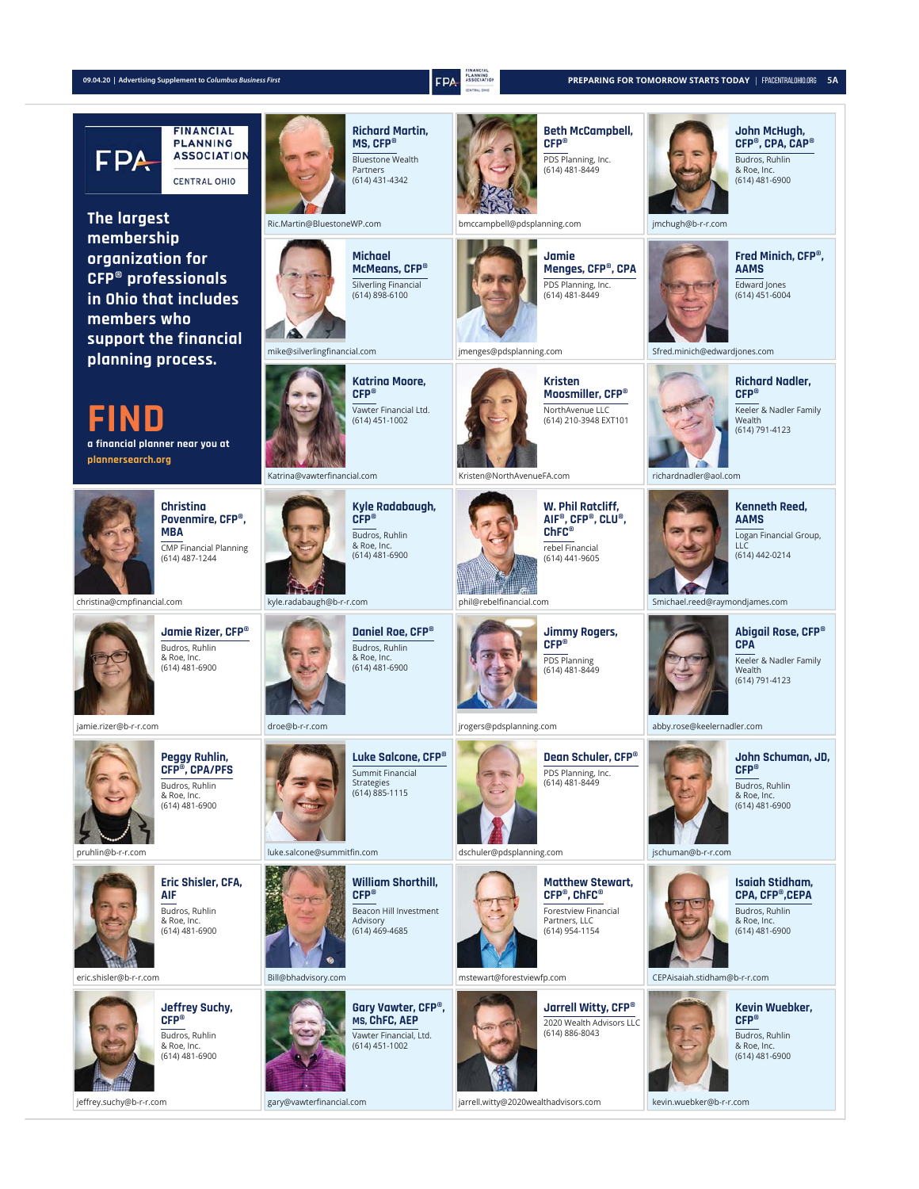# FINANCIAL PLANNING ASSOCIATION CENTRAL OHIO

**The largest membership organization for CFP® professionals in Ohio that includes members who support the financial planning process.**

## FIND

**a financial planner near you at plannersearch.org**

---

**Richard Martin, MS, CFP®**
Bluestone Wealth Partners
(614) 431-4342
Ric.Martin@BluestoneWP.com

**Beth McCampbell, CFP®**
PDS Planning, Inc.
(614) 481-8449
bmccampbell@pdsplanning.com

**John McHugh, CFP®, CPA, CAP®**
Budros, Ruhlin & Roe, Inc.
(614) 481-6900
jmchugh@b-r-r.com

**Michael McMeans, CFP®**
Silverling Financial
(614) 898-6100
mike@silverlingfinancial.com

**Jamie Menges, CFP®, CPA**
PDS Planning, Inc.
(614) 481-8449
jmenges@pdsplanning.com

**Fred Minich, CFP®, AAMS**
Edward Jones
(614) 451-6004
Sfred.minich@edwardjones.com

**Katrina Moore, CFP®**
Vawter Financial Ltd.
(614) 451-1002
Katrina@vawterfinancial.com

**Kristen Moosmiller, CFP®**
NorthAvenue LLC
(614) 210-3948 EXT101
Kristen@NorthAvenueFA.com

**Richard Nadler, CFP®**
Keeler & Nadler Family Wealth
(614) 791-4123
richardnadler@aol.com

**Christina Povenmire, CFP®, MBA**
CMP Financial Planning
(614) 487-1244
christina@cmpfinancial.com

**Kyle Radabaugh, CFP®**
Budros, Ruhlin & Roe, Inc.
(614) 481-6900
kyle.radabaugh@b-r-r.com

**W. Phil Ratcliff, AIF®, CFP®, CLU®, ChFC®**
rebel Financial
(614) 441-9605
phil@rebelfinancial.com

**Kenneth Reed, AAMS**
Logan Financial Group, LLC
(614) 442-0214
Smichael.reed@raymondjames.com

**Jamie Rizer, CFP®**
Budros, Ruhlin & Roe, Inc.
(614) 481-6900
jamie.rizer@b-r-r.com

**Daniel Roe, CFP®**
Budros, Ruhlin & Roe, Inc.
(614) 481-6900
droe@b-r-r.com

**Jimmy Rogers, CFP®**
PDS Planning
(614) 481-8449
jrogers@pdsplanning.com

**Abigail Rose, CFP® CPA**
Keeler & Nadler Family Wealth
(614) 791-4123
abby.rose@keelernadler.com

**Peggy Ruhlin, CFP®, CPA/PFS**
Budros, Ruhlin & Roe, Inc.
(614) 481-6900
pruhlin@b-r-r.com

**Luke Salcone, CFP®**
Summit Financial Strategies
(614) 885-1115
luke.salcone@summitfin.com

**Dean Schuler, CFP®**
PDS Planning, Inc.
(614) 481-8449
dschuler@pdsplanning.com

**John Schuman, JD, CFP®**
Budros, Ruhlin & Roe, Inc.
(614) 481-6900
jschuman@b-r-r.com

**Eric Shisler, CFA, AIF**
Budros, Ruhlin & Roe, Inc.
(614) 481-6900
eric.shisler@b-r-r.com

**William Shorthill, CFP®**
Beacon Hill Investment Advisory
(614) 469-4685
Bill@bhadvisory.com

**Matthew Stewart, CFP®, ChFC®**
Forestview Financial Partners, LLC
(614) 954-1154
mstewart@forestviewfp.com

**Isaiah Stidham, CPA, CFP®,CEPA**
Budros, Ruhlin & Roe, Inc.
(614) 481-6900
CEPAisaiah.stidham@b-r-r.com

**Jeffrey Suchy, CFP®**
Budros, Ruhlin & Roe, Inc.
(614) 481-6900
jeffrey.suchy@b-r-r.com

**Gary Vawter, CFP®, MS, ChFC, AEP**
Vawter Financial, Ltd.
(614) 451-1002
gary@vawterfinancial.com

**Jarrell Witty, CFP®**
2020 Wealth Advisors LLC
(614) 886-8043
jarrell.witty@2020wealthadvisors.com

**Kevin Wuebker, CFP®**
Budros, Ruhlin & Roe, Inc.
(614) 481-6900
kevin.wuebker@b-r-r.com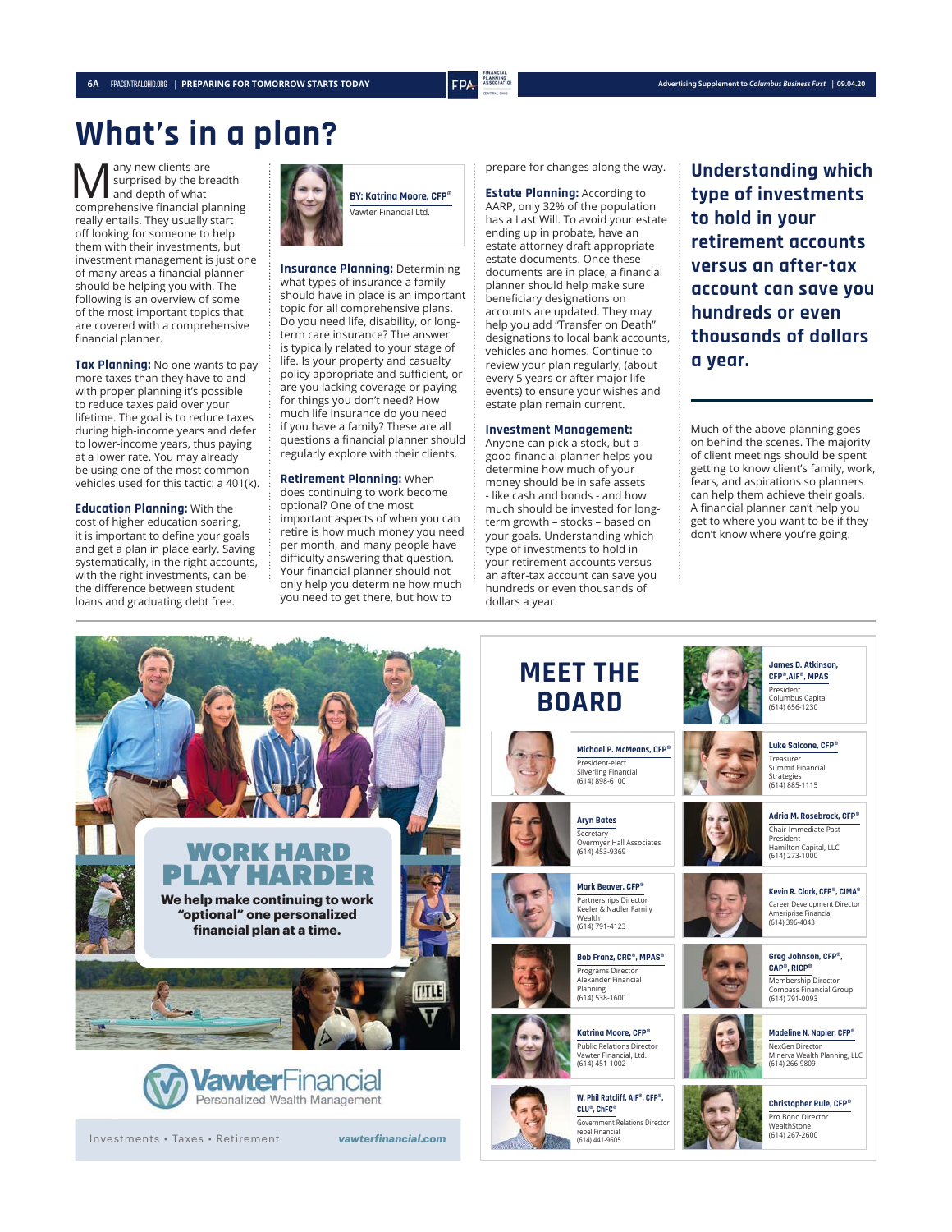# What's in a plan?

**BY: Katrina Moore, CFP®**
Vawter Financial Ltd.

Many new clients are surprised by the breadth and depth of what comprehensive financial planning really entails. They usually start off looking for someone to help them with their investments, but investment management is just one of many areas a financial planner should be helping you with. The following is an overview of some of the most important topics that are covered with a comprehensive financial planner.

**Tax Planning:** No one wants to pay more taxes than they have to and with proper planning it's possible to reduce taxes paid over your lifetime. The goal is to reduce taxes during high-income years and defer to lower-income years, thus paying at a lower rate. You may already be using one of the most common vehicles used for this tactic: a 401(k).

**Education Planning:** With the cost of higher education soaring, it is important to define your goals and get a plan in place early. Saving systematically, in the right accounts, with the right investments, can be the difference between student loans and graduating debt free.

**Insurance Planning:** Determining what types of insurance a family should have in place is an important topic for all comprehensive plans. Do you need life, disability, or long-term care insurance? The answer is typically related to your stage of life. Is your property and casualty policy appropriate and sufficient, or are you lacking coverage or paying for things you don't need? How much life insurance do you need if you have a family? These are all questions a financial planner should regularly explore with their clients.

**Retirement Planning:** When does continuing to work become optional? One of the most important aspects of when you can retire is how much money you need per month, and many people have difficulty answering that question. Your financial planner should not only help you determine how much you need to get there, but how to prepare for changes along the way.

**Estate Planning:** According to AARP, only 32% of the population has a Last Will. To avoid your estate ending up in probate, have an estate attorney draft appropriate estate documents. Once these documents are in place, a financial planner should help make sure beneficiary designations on accounts are updated. They may help you add "Transfer on Death" designations to local bank accounts, vehicles and homes. Continue to review your plan regularly, (about every 5 years or after major life events) to ensure your wishes and estate plan remain current.

**Investment Management:** Anyone can pick a stock, but a good financial planner helps you determine how much of your money should be in safe assets - like cash and bonds - and how much should be invested for long-term growth – stocks – based on your goals. Understanding which type of investments to hold in your retirement accounts versus an after-tax account can save you hundreds or even thousands of dollars a year.

> **Understanding which type of investments to hold in your retirement accounts versus an after-tax account can save you hundreds or even thousands of dollars a year.**

Much of the above planning goes on behind the scenes. The majority of client meetings should be spent getting to know client's family, work, fears, and aspirations so planners can help them achieve their goals. A financial planner can't help you get to where you want to be if they don't know where you're going.

---

**WORK HARD PLAY HARDER**

**We help make continuing to work "optional" one personalized financial plan at a time.**

VawterFinancial
Personalized Wealth Management

Investments • Taxes • Retirement — vawterfinancial.com

---

## MEET THE BOARD

**James D. Atkinson, CFP®, AIF®, MPAS**
President
Columbus Capital
(614) 656-1230

**Michael P. McMeans, CFP®**
President-elect
Silverling Financial
(614) 898-6100

**Luke Salcone, CFP®**
Treasurer
Summit Financial Strategies
(614) 885-1115

**Aryn Bates**
Secretary
Overmyer Hall Associates
(614) 453-9369

**Adria M. Rosebrock, CFP®**
Chair-Immediate Past President
Hamilton Capital, LLC
(614) 273-1000

**Mark Beaver, CFP®**
Partnerships Director
Keeler & Nadler Family Wealth
(614) 791-4123

**Kevin R. Clark, CFP®, CIMA®**
Career Development Director
Ameriprise Financial
(614) 396-4043

**Bob Franz, CRC®, MPAS®**
Programs Director
Alexander Financial Planning
(614) 538-1600

**Greg Johnson, CFP®, CAP®, RICP®**
Membership Director
Compass Financial Group
(614) 791-0093

**Katrina Moore, CFP®**
Public Relations Director
Vawter Financial, Ltd.
(614) 451-1002

**Madeline N. Napier, CFP®**
NexGen Director
Minerva Wealth Planning, LLC
(614) 266-9809

**W. Phil Ratcliff, AIF®, CFP®, CLU®, ChFC®**
Government Relations Director
rebel Financial
(614) 441-9605

**Christopher Rule, CFP®**
Pro Bono Director
WealthStone
(614) 267-2600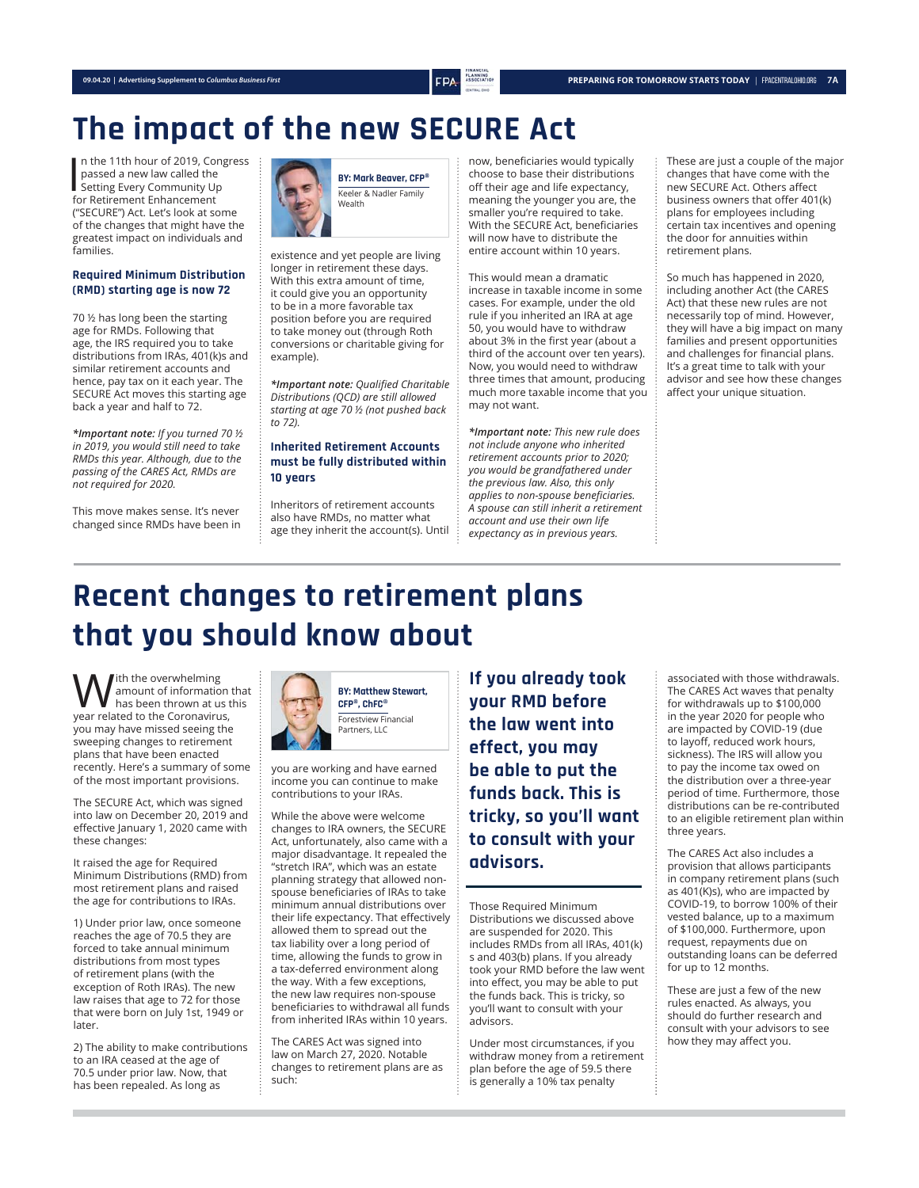# The impact of the new SECURE Act

**BY: Mark Beaver, CFP®**
Keeler & Nadler Family Wealth

In the 11th hour of 2019, Congress passed a new law called the Setting Every Community Up for Retirement Enhancement ("SECURE") Act. Let's look at some of the changes that might have the greatest impact on individuals and families.

### Required Minimum Distribution (RMD) starting age is now 72

70 ½ has long been the starting age for RMDs. Following that age, the IRS required you to take distributions from IRAs, 401(k)s and similar retirement accounts and hence, pay tax on it each year. The SECURE Act moves this starting age back a year and half to 72.

***Important note:** If you turned 70 ½ in 2019, you would still need to take RMDs this year. Although, due to the passing of the CARES Act, RMDs are not required for 2020.*

This move makes sense. It's never changed since RMDs have been in existence and yet people are living longer in retirement these days. With this extra amount of time, it could give you an opportunity to be in a more favorable tax position before you are required to take money out (through Roth conversions or charitable giving for example).

***Important note:** Qualified Charitable Distributions (QCD) are still allowed starting at age 70 ½ (not pushed back to 72).*

### Inherited Retirement Accounts must be fully distributed within 10 years

Inheritors of retirement accounts also have RMDs, no matter what age they inherit the account(s). Until now, beneficiaries would typically choose to base their distributions off their age and life expectancy, meaning the younger you are, the smaller you're required to take. With the SECURE Act, beneficiaries will now have to distribute the entire account within 10 years.

This would mean a dramatic increase in taxable income in some cases. For example, under the old rule if you inherited an IRA at age 50, you would have to withdraw about 3% in the first year (about a third of the account over ten years). Now, you would need to withdraw three times that amount, producing much more taxable income that you may not want.

***Important note:** This new rule does not include anyone who inherited retirement accounts prior to 2020; you would be grandfathered under the previous law. Also, this only applies to non-spouse beneficiaries. A spouse can still inherit a retirement account and use their own life expectancy as in previous years.*

These are just a couple of the major changes that have come with the new SECURE Act. Others affect business owners that offer 401(k) plans for employees including certain tax incentives and opening the door for annuities within retirement plans.

So much has happened in 2020, including another Act (the CARES Act) that these new rules are not necessarily top of mind. However, they will have a big impact on many families and present opportunities and challenges for financial plans. It's a great time to talk with your advisor and see how these changes affect your unique situation.

# Recent changes to retirement plans that you should know about

**BY: Matthew Stewart, CFP®, ChFC®**
Forestview Financial Partners, LLC

With the overwhelming amount of information that has been thrown at us this year related to the Coronavirus, you may have missed seeing the sweeping changes to retirement plans that have been enacted recently. Here's a summary of some of the most important provisions.

The SECURE Act, which was signed into law on December 20, 2019 and effective January 1, 2020 came with these changes:

It raised the age for Required Minimum Distributions (RMD) from most retirement plans and raised the age for contributions to IRAs.

1) Under prior law, once someone reaches the age of 70.5 they are forced to take annual minimum distributions from most types of retirement plans (with the exception of Roth IRAs). The new law raises that age to 72 for those that were born on July 1st, 1949 or later.

2) The ability to make contributions to an IRA ceased at the age of 70.5 under prior law. Now, that has been repealed. As long as you are working and have earned income you can continue to make contributions to your IRAs.

While the above were welcome changes to IRA owners, the SECURE Act, unfortunately, also came with a major disadvantage. It repealed the "stretch IRA", which was an estate planning strategy that allowed non-spouse beneficiaries of IRAs to take minimum annual distributions over their life expectancy. That effectively allowed them to spread out the tax liability over a long period of time, allowing the funds to grow in a tax-deferred environment along the way. With a few exceptions, the new law requires non-spouse beneficiaries to withdrawal all funds from inherited IRAs within 10 years.

The CARES Act was signed into law on March 27, 2020. Notable changes to retirement plans are as such:

**If you already took your RMD before the law went into effect, you may be able to put the funds back. This is tricky, so you'll want to consult with your advisors.**

Those Required Minimum Distributions we discussed above are suspended for 2020. This includes RMDs from all IRAs, 401(k) s and 403(b) plans. If you already took your RMD before the law went into effect, you may be able to put the funds back. This is tricky, so you'll want to consult with your advisors.

Under most circumstances, if you withdraw money from a retirement plan before the age of 59.5 there is generally a 10% tax penalty associated with those withdrawals. The CARES Act waves that penalty for withdrawals up to $100,000 in the year 2020 for people who are impacted by COVID-19 (due to layoff, reduced work hours, sickness). The IRS will allow you to pay the income tax owed on the distribution over a three-year period of time. Furthermore, those distributions can be re-contributed to an eligible retirement plan within three years.

The CARES Act also includes a provision that allows participants in company retirement plans (such as 401(K)s), who are impacted by COVID-19, to borrow 100% of their vested balance, up to a maximum of $100,000. Furthermore, upon request, repayments due on outstanding loans can be deferred for up to 12 months.

These are just a few of the new rules enacted. As always, you should do further research and consult with your advisors to see how they may affect you.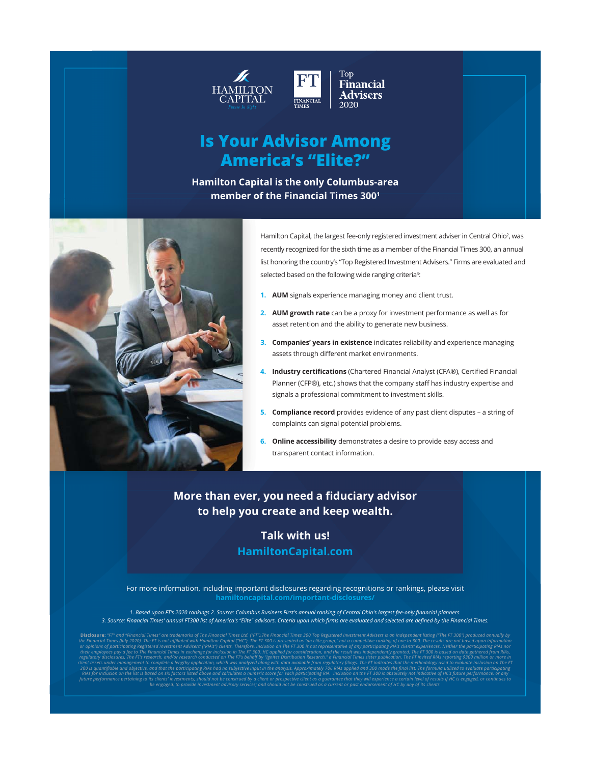HAMILTON CAPITAL
*Future In Sight*

FT FINANCIAL TIMES | Top Financial Advisers 2020

# Is Your Advisor Among America's "Elite?"

**Hamilton Capital is the only Columbus-area member of the Financial Times 300[1]**

Hamilton Capital, the largest fee-only registered investment adviser in Central Ohio[2], was recently recognized for the sixth time as a member of the Financial Times 300, an annual list honoring the country's "Top Registered Investment Advisers." Firms are evaluated and selected based on the following wide ranging criteria[3]:

1. **AUM** signals experience managing money and client trust.
2. **AUM growth rate** can be a proxy for investment performance as well as for asset retention and the ability to generate new business.
3. **Companies' years in existence** indicates reliability and experience managing assets through different market environments.
4. **Industry certifications** (Chartered Financial Analyst (CFA®), Certified Financial Planner (CFP®), etc.) shows that the company staff has industry expertise and signals a professional commitment to investment skills.
5. **Compliance record** provides evidence of any past client disputes – a string of complaints can signal potential problems.
6. **Online accessibility** demonstrates a desire to provide easy access and transparent contact information.

**More than ever, you need a fiduciary advisor to help you create and keep wealth.**

**Talk with us!**

**HamiltonCapital.com**

For more information, including important disclosures regarding recognitions or rankings, please visit **hamiltoncapital.com/important-disclosures/**

*1. Based upon FT's 2020 rankings 2. Source: Columbus Business First's annual ranking of Central Ohio's largest fee-only financial planners. 3. Source: Financial Times' annual FT300 list of America's "Elite" advisors. Criteria upon which firms are evaluated and selected are defined by the Financial Times.*

*Disclosure: "FT" and "Financial Times" are trademarks of The Financial Times Ltd. ("FT").The Financial Times 300 Top Registered Investment Advisers is an independent listing ("The FT 300") produced annually by the Financial Times (July 2020). The FT is not affiliated with Hamilton Capital ("HC"). The FT 300 is presented as "an elite group," not a competitive ranking of one to 300. The results are not based upon information or opinions of participating Registered Investment Advisers' ("RIA's") clients. Therefore, inclusion on The FT 300 is not representative of any participating RIA's clients' experiences. Neither the participating RIAs nor their employees pay a fee to The Financial Times in exchange for inclusion in The FT 300. HC applied for consideration, and the result was independently granted. The FT 300 is based on data gathered from RIAs, regulatory disclosures, The FT's research, and/or research conducted on The FT's behalf by "Ignites Distribution Research," a Financial Times sister publication. The FT invited RIAs reporting $300 million or more in client assets under management to complete a lengthy application, which was analyzed along with data available from regulatory filings. The FT indicates that the methodology used to evaluate inclusion on The FT 300 is quantifiable and objective, and that the participating RIAs had no subjective input in the analysis. Approximately 706 RIAs applied and 300 made the final list. The formula utilized to evaluate participating RIAs for inclusion on the list is based on six factors listed above and calculates a numeric score for each participating RIA. Inclusion on the FT 300 is absolutely not indicative of HC's future performance, or any future performance pertaining to its clients' investments; should not be construed by a client or prospective client as a guarantee that they will experience a certain level of results if HC is engaged, or continues to be engaged, to provide investment advisory services; and should not be construed as a current or past endorsement of HC by any of its clients.*